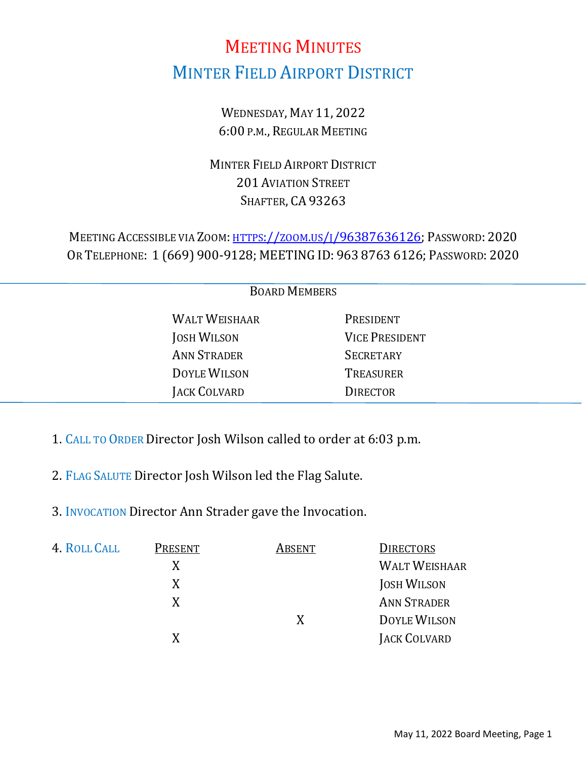# Meeting Minutes

## Minter Field Airport District

Wednesday, May 11, 2022
6:00 p.m., Regular Meeting

Minter Field Airport District
201 Aviation Street
Shafter, CA 93263

Meeting Accessible via Zoom: https://zoom.us/j/96387636126; Password: 2020
Or Telephone: 1 (669) 900-9128; MEETING ID: 963 8763 6126; Password: 2020

---

Board Members

| | |
|---|---|
| Walt Weishaar | President |
| Josh Wilson | Vice President |
| Ann Strader | Secretary |
| Doyle Wilson | Treasurer |
| Jack Colvard | Director |

---

1. Call to Order Director Josh Wilson called to order at 6:03 p.m.

2. Flag Salute Director Josh Wilson led the Flag Salute.

3. Invocation Director Ann Strader gave the Invocation.

4. Roll Call

| Present | Absent | Directors |
|---|---|---|
| X | | Walt Weishaar |
| X | | Josh Wilson |
| X | | Ann Strader |
| | X | Doyle Wilson |
| X | | Jack Colvard |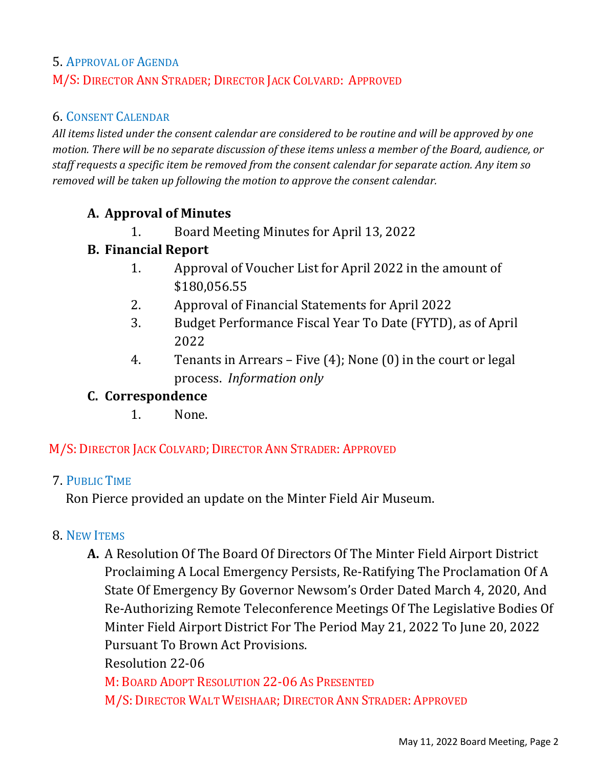5. APPROVAL OF AGENDA

M/S: DIRECTOR ANN STRADER; DIRECTOR JACK COLVARD: APPROVED

6. CONSENT CALENDAR

*All items listed under the consent calendar are considered to be routine and will be approved by one motion. There will be no separate discussion of these items unless a member of the Board, audience, or staff requests a specific item be removed from the consent calendar for separate action. Any item so removed will be taken up following the motion to approve the consent calendar.*

**A. Approval of Minutes**

1. Board Meeting Minutes for April 13, 2022

**B. Financial Report**

1. Approval of Voucher List for April 2022 in the amount of $180,056.55
2. Approval of Financial Statements for April 2022
3. Budget Performance Fiscal Year To Date (FYTD), as of April 2022
4. Tenants in Arrears – Five (4); None (0) in the court or legal process. *Information only*

**C. Correspondence**

1. None.

M/S: DIRECTOR JACK COLVARD; DIRECTOR ANN STRADER: APPROVED

7. PUBLIC TIME

Ron Pierce provided an update on the Minter Field Air Museum.

8. NEW ITEMS

**A.** A Resolution Of The Board Of Directors Of The Minter Field Airport District Proclaiming A Local Emergency Persists, Re-Ratifying The Proclamation Of A State Of Emergency By Governor Newsom's Order Dated March 4, 2020, And Re-Authorizing Remote Teleconference Meetings Of The Legislative Bodies Of Minter Field Airport District For The Period May 21, 2022 To June 20, 2022 Pursuant To Brown Act Provisions.

Resolution 22-06

M: BOARD ADOPT RESOLUTION 22-06 AS PRESENTED

M/S: DIRECTOR WALT WEISHAAR; DIRECTOR ANN STRADER: APPROVED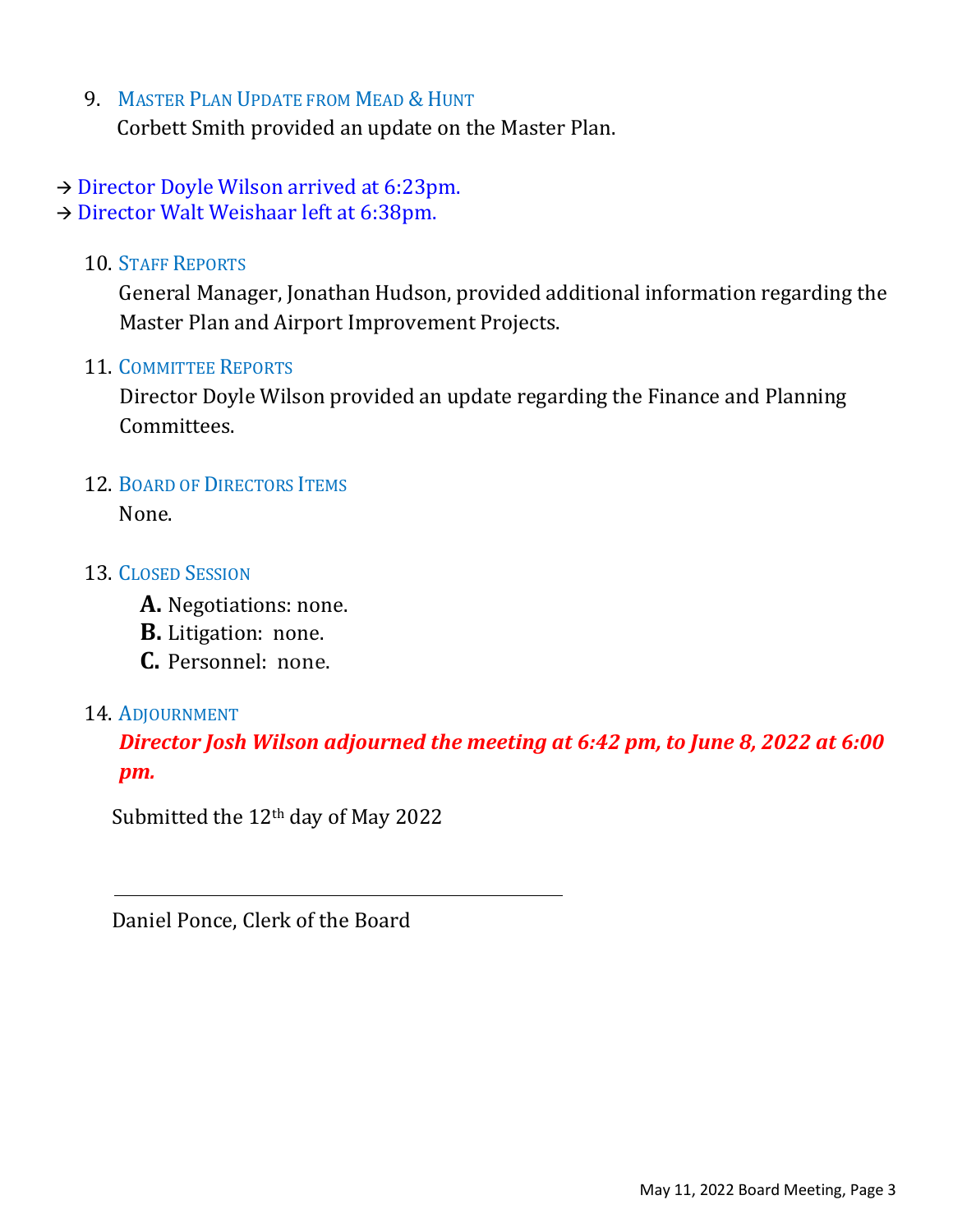9. MASTER PLAN UPDATE FROM MEAD & HUNT

   Corbett Smith provided an update on the Master Plan.

→ Director Doyle Wilson arrived at 6:23pm.
→ Director Walt Weishaar left at 6:38pm.

10. STAFF REPORTS

    General Manager, Jonathan Hudson, provided additional information regarding the Master Plan and Airport Improvement Projects.

11. COMMITTEE REPORTS

    Director Doyle Wilson provided an update regarding the Finance and Planning Committees.

12. BOARD OF DIRECTORS ITEMS

    None.

13. CLOSED SESSION

    **A.** Negotiations: none.
    **B.** Litigation: none.
    **C.** Personnel: none.

14. ADJOURNMENT

    ***Director Josh Wilson adjourned the meeting at 6:42 pm, to June 8, 2022 at 6:00 pm.***

Submitted the 12th day of May 2022

\_\_\_\_\_\_\_\_\_\_\_\_\_\_\_\_\_\_\_\_\_\_\_\_\_\_\_\_\_\_\_\_\_\_\_\_\_\_\_\_

Daniel Ponce, Clerk of the Board